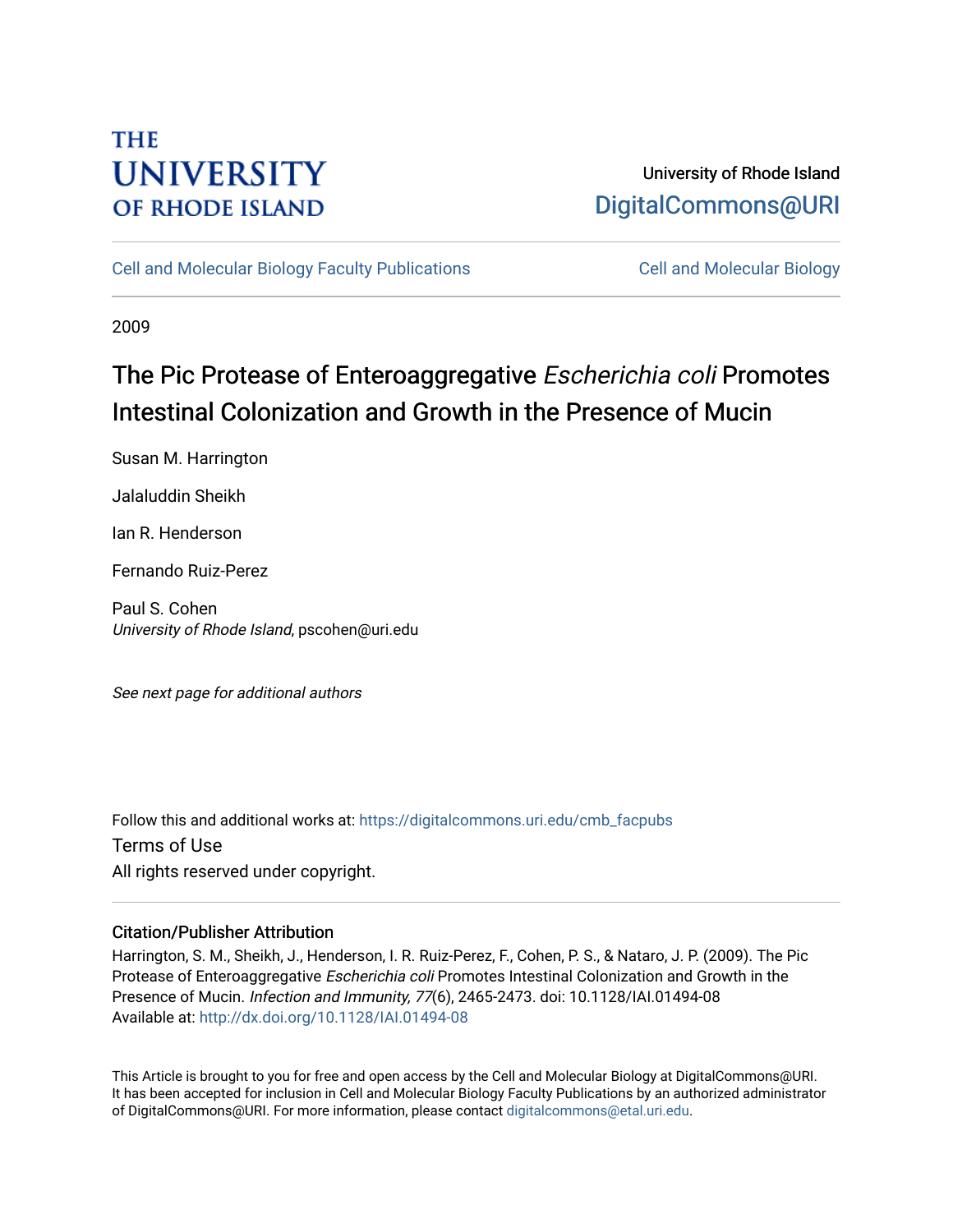THE UNIVERSITY OF RHODE ISLAND

University of Rhode Island
DigitalCommons@URI

Cell and Molecular Biology Faculty Publications

Cell and Molecular Biology

2009

# The Pic Protease of Enteroaggregative *Escherichia coli* Promotes Intestinal Colonization and Growth in the Presence of Mucin

Susan M. Harrington

Jalaluddin Sheikh

Ian R. Henderson

Fernando Ruiz-Perez

Paul S. Cohen
*University of Rhode Island*, pscohen@uri.edu

*See next page for additional authors*

Follow this and additional works at: https://digitalcommons.uri.edu/cmb_facpubs

Terms of Use
All rights reserved under copyright.

## Citation/Publisher Attribution

Harrington, S. M., Sheikh, J., Henderson, I. R. Ruiz-Perez, F., Cohen, P. S., & Nataro, J. P. (2009). The Pic Protease of Enteroaggregative *Escherichia coli* Promotes Intestinal Colonization and Growth in the Presence of Mucin. *Infection and Immunity, 77*(6), 2465-2473. doi: 10.1128/IAI.01494-08
Available at: http://dx.doi.org/10.1128/IAI.01494-08

This Article is brought to you for free and open access by the Cell and Molecular Biology at DigitalCommons@URI. It has been accepted for inclusion in Cell and Molecular Biology Faculty Publications by an authorized administrator of DigitalCommons@URI. For more information, please contact digitalcommons@etal.uri.edu.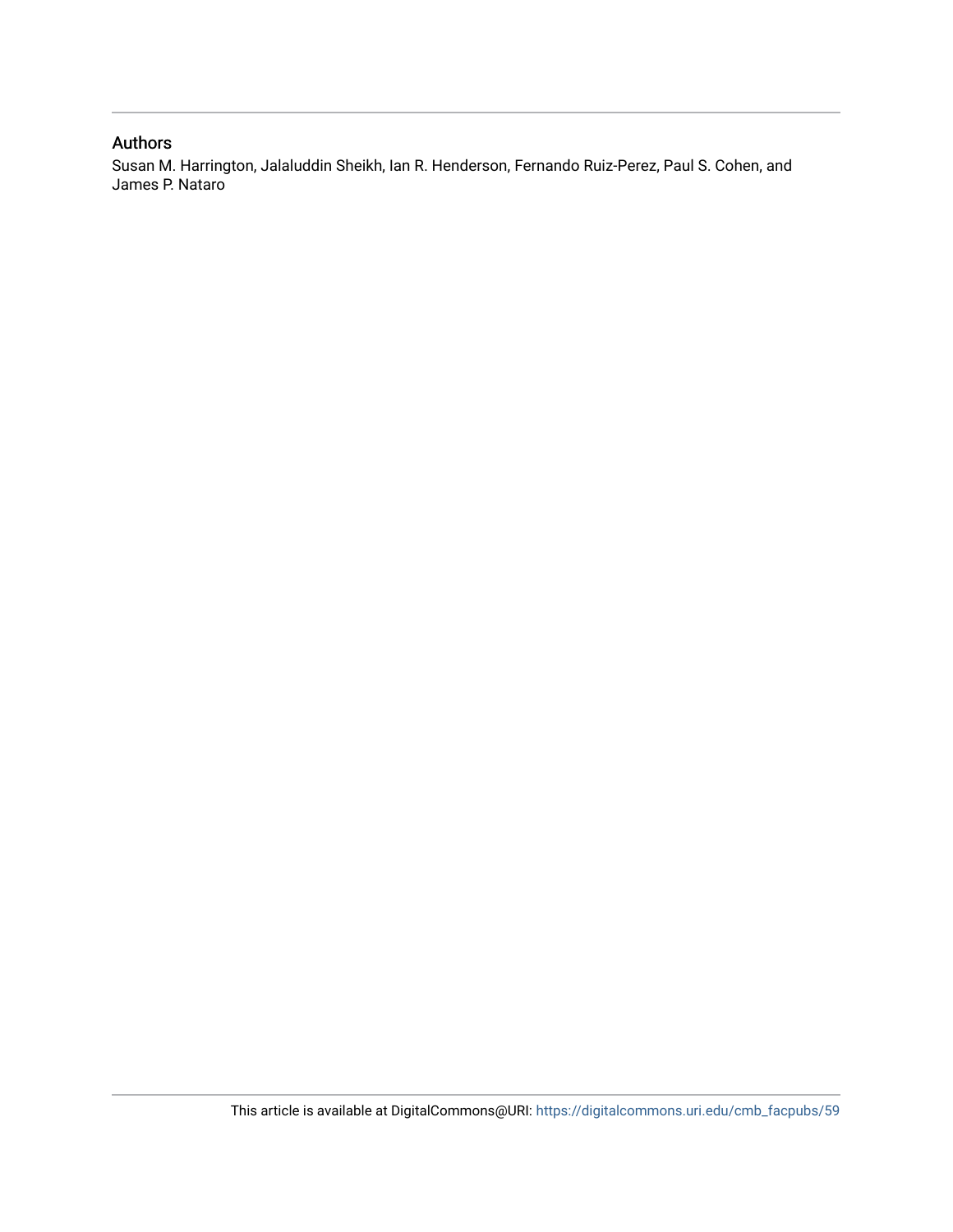## Authors

Susan M. Harrington, Jalaluddin Sheikh, Ian R. Henderson, Fernando Ruiz-Perez, Paul S. Cohen, and James P. Nataro

This article is available at DigitalCommons@URI: https://digitalcommons.uri.edu/cmb_facpubs/59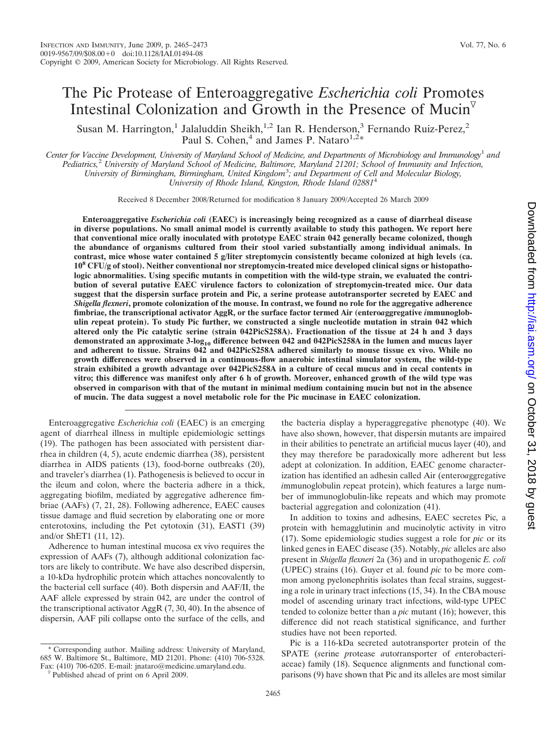# The Pic Protease of Enteroaggregative *Escherichia coli* Promotes Intestinal Colonization and Growth in the Presence of Mucin[▽]

Susan M. Harrington,[1] Jalaluddin Sheikh,[1,2] Ian R. Henderson,[3] Fernando Ruiz-Perez,[2] Paul S. Cohen,[4] and James P. Nataro[1,2*]

*Center for Vaccine Development, University of Maryland School of Medicine, and Departments of Microbiology and Immunology*[1] *and Pediatrics,*[2] *University of Maryland School of Medicine, Baltimore, Maryland 21201; School of Immunity and Infection, University of Birmingham, Birmingham, United Kingdom*[3]*; and Department of Cell and Molecular Biology, University of Rhode Island, Kingston, Rhode Island 02881*[4]

Received 8 December 2008/Returned for modification 8 January 2009/Accepted 26 March 2009

**Enteroaggregative *Escherichia coli* (EAEC) is increasingly being recognized as a cause of diarrheal disease in diverse populations. No small animal model is currently available to study this pathogen. We report here that conventional mice orally inoculated with prototype EAEC strain 042 generally became colonized, though the abundance of organisms cultured from their stool varied substantially among individual animals. In contrast, mice whose water contained 5 g/liter streptomycin consistently became colonized at high levels (ca. $10^8$ CFU/g of stool). Neither conventional nor streptomycin-treated mice developed clinical signs or histopathologic abnormalities. Using specific mutants in competition with the wild-type strain, we evaluated the contribution of several putative EAEC virulence factors to colonization of streptomycin-treated mice. Our data suggest that the dispersin surface protein and Pic, a serine protease autotransporter secreted by EAEC and *Shigella flexneri*, promote colonization of the mouse. In contrast, we found no role for the aggregative adherence fimbriae, the transcriptional activator AggR, or the surface factor termed Air (entero*a*ggregative *i*mmunoglobulin *r*epeat protein). To study Pic further, we constructed a single nucleotide mutation in strain 042 which altered only the Pic catalytic serine (strain 042PicS258A). Fractionation of the tissue at 24 h and 3 days demonstrated an approximate 3-$\log_{10}$ difference between 042 and 042PicS258A in the lumen and mucus layer and adherent to tissue. Strains 042 and 042PicS258A adhered similarly to mouse tissue ex vivo. While no growth differences were observed in a continuous-flow anaerobic intestinal simulator system, the wild-type strain exhibited a growth advantage over 042PicS258A in a culture of cecal mucus and in cecal contents in vitro; this difference was manifest only after 6 h of growth. Moreover, enhanced growth of the wild type was observed in comparison with that of the mutant in minimal medium containing mucin but not in the absence of mucin. The data suggest a novel metabolic role for the Pic mucinase in EAEC colonization.**

Enteroaggregative *Escherichia coli* (EAEC) is an emerging agent of diarrheal illness in multiple epidemiologic settings (19). The pathogen has been associated with persistent diarrhea in children (4, 5), acute enteric diarrhea (38), persistent diarrhea in AIDS patients (13), food-borne outbreaks (20), and traveler's diarrhea (1). Pathogenesis is believed to occur in the ileum and colon, where the bacteria adhere in a thick, aggregating biofilm, mediated by aggregative adherence fimbriae (AAFs) (7, 21, 28). Following adherence, EAEC causes tissue damage and fluid secretion by elaborating one or more enterotoxins, including the Pet cytotoxin (31), EAST1 (39) and/or ShET1 (11, 12).

Adherence to human intestinal mucosa ex vivo requires the expression of AAFs (7), although additional colonization factors are likely to contribute. We have also described dispersin, a 10-kDa hydrophilic protein which attaches noncovalently to the bacterial cell surface (40). Both dispersin and AAF/II, the AAF allele expressed by strain 042, are under the control of the transcriptional activator AggR (7, 30, 40). In the absence of dispersin, AAF pili collapse onto the surface of the cells, and the bacteria display a hyperaggregative phenotype (40). We have also shown, however, that dispersin mutants are impaired in their abilities to penetrate an artificial mucus layer (40), and they may therefore be paradoxically more adherent but less adept at colonization. In addition, EAEC genome characterization has identified an adhesin called Air (entero*a*ggregative *i*mmunoglobulin *r*epeat protein), which features a large number of immunoglobulin-like repeats and which may promote bacterial aggregation and colonization (41).

In addition to toxins and adhesins, EAEC secretes Pic, a protein with hemagglutinin and mucinolytic activity in vitro (17). Some epidemiologic studies suggest a role for *pic* or its linked genes in EAEC disease (35). Notably, *pic* alleles are also present in *Shigella flexneri* 2a (36) and in uropathogenic *E. coli* (UPEC) strains (16). Guyer et al. found *pic* to be more common among pyelonephritis isolates than fecal strains, suggesting a role in urinary tract infections (15, 34). In the CBA mouse model of ascending urinary tract infections, wild-type UPEC tended to colonize better than a *pic* mutant (16); however, this difference did not reach statistical significance, and further studies have not been reported.

Pic is a 116-kDa secreted autotransporter protein of the SPATE (*s*erine *p*rotease *a*uto*t*ransporter of *e*nterobacteriaceae) family (18). Sequence alignments and functional comparisons (9) have shown that Pic and its alleles are most similar

\* Corresponding author. Mailing address: University of Maryland, 685 W. Baltimore St., Baltimore, MD 21201. Phone: (410) 706-5328. Fax: (410) 706-6205. E-mail: jnataro@medicine.umaryland.edu.

▽ Published ahead of print on 6 April 2009.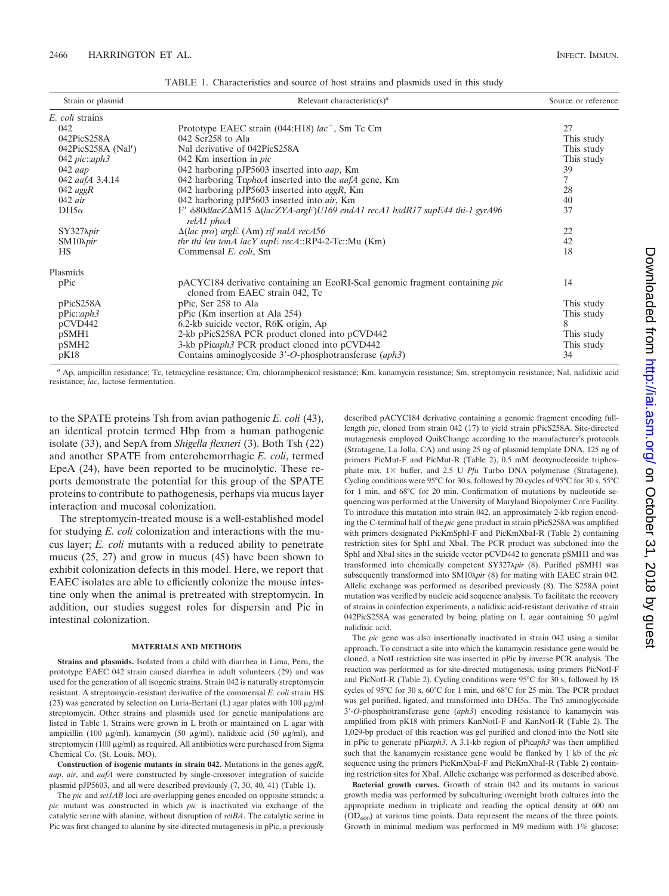TABLE 1. Characteristics and source of host strains and plasmids used in this study

| Strain or plasmid | Relevant characteristic(s)[a] | Source or reference |
|---|---|---|
| *E. coli* strains | | |
| 042 | Prototype EAEC strain (044:H18) *lac*$^+$, Sm Tc Cm | 27 |
| 042PicS258A | 042 Ser258 to Ala | This study |
| 042PicS258A (Nal$^r$) | Nal derivative of 042PicS258A | This study |
| 042 *pic*::*aph3* | 042 Km insertion in *pic* | This study |
| 042 *aap* | 042 harboring pJP5603 inserted into *aap*, Km | 39 |
| 042 *aafA* 3.4.14 | 042 harboring Tn*phoA* inserted into the *aafA* gene, Km | 7 |
| 042 *aggR* | 042 harboring pJP5603 inserted into *aggR*, Km | 28 |
| 042 *air* | 042 harboring pJP5603 inserted into *air*, Km | 40 |
| DH5α | F′ φ80d*lacZ*ΔM15 Δ(*lacZYA-argF*)*U169 endA1 recA1 hsdR17 supE44 thi-1 gyrA96 relA1 phoA* | 37 |
| SY327λ*pir* | Δ(*lac pro*) *argE* (Am) *rif nalA recA56* | 22 |
| SM10λ*pir* | *thr thi leu tonA lacY supE recA*::RP4-2-Tc::Mu (Km) | 42 |
| HS | Commensal *E. coli*, Sm | 18 |
| Plasmids | | |
| pPic | pACYC184 derivative containing an EcoRI-ScaI genomic fragment containing *pic* cloned from EAEC strain 042, Tc | 14 |
| pPicS258A | pPic, Ser 258 to Ala | This study |
| pPic::*aph3* | pPic (Km insertion at Ala 254) | This study |
| pCVD442 | 6.2-kb suicide vector, R6K origin, Ap | 8 |
| pSMH1 | 2-kb pPicS258A PCR product cloned into pCVD442 | This study |
| pSMH2 | 3-kb pPic*aph3* PCR product cloned into pCVD442 | This study |
| pK18 | Contains aminoglycoside 3′-*O*-phosphotransferase (*aph3*) | 34 |

[a] Ap, ampicillin resistance; Tc, tetracycline resistance; Cm, chloramphenicol resistance; Km, kanamycin resistance; Sm, streptomycin resistance; Nal, nalidixic acid resistance; *lac*, lactose fermentation.

to the SPATE proteins Tsh from avian pathogenic *E. coli* (43), an identical protein termed Hbp from a human pathogenic isolate (33), and SepA from *Shigella flexneri* (3). Both Tsh (22) and another SPATE from enterohemorrhagic *E. coli*, termed EpeA (24), have been reported to be mucinolytic. These reports demonstrate the potential for this group of the SPATE proteins to contribute to pathogenesis, perhaps via mucus layer interaction and mucosal colonization.

The streptomycin-treated mouse is a well-established model for studying *E. coli* colonization and interactions with the mucus layer; *E. coli* mutants with a reduced ability to penetrate mucus (25, 27) and grow in mucus (45) have been shown to exhibit colonization defects in this model. Here, we report that EAEC isolates are able to efficiently colonize the mouse intestine only when the animal is pretreated with streptomycin. In addition, our studies suggest roles for dispersin and Pic in intestinal colonization.

## MATERIALS AND METHODS

**Strains and plasmids.** Isolated from a child with diarrhea in Lima, Peru, the prototype EAEC 042 strain caused diarrhea in adult volunteers (29) and was used for the generation of all isogenic strains. Strain 042 is naturally streptomycin resistant. A streptomycin-resistant derivative of the commensal *E. coli* strain HS (23) was generated by selection on Luria-Bertani (L) agar plates with 100 μg/ml streptomycin. Other strains and plasmids used for genetic manipulations are listed in Table 1. Strains were grown in L broth or maintained on L agar with ampicillin (100 μg/ml), kanamycin (50 μg/ml), nalidixic acid (50 μg/ml), and streptomycin (100 μg/ml) as required. All antibiotics were purchased from Sigma Chemical Co. (St. Louis, MO).

**Construction of isogenic mutants in strain 042.** Mutations in the genes *aggR*, *aap*, *air*, and *aafA* were constructed by single-crossover integration of suicide plasmid pJP5603, and all were described previously (7, 30, 40, 41) (Table 1).

The *pic* and *setIAB* loci are overlapping genes encoded on opposite strands; a *pic* mutant was constructed in which *pic* is inactivated via exchange of the catalytic serine with alanine, without disruption of *setBA*. The catalytic serine in Pic was first changed to alanine by site-directed mutagenesis in pPic, a previously described pACYC184 derivative containing a genomic fragment encoding full-length *pic*, cloned from strain 042 (17) to yield strain pPicS258A. Site-directed mutagenesis employed QuikChange according to the manufacturer's protocols (Stratagene, La Jolla, CA) and using 25 ng of plasmid template DNA, 125 ng of primers PicMut-F and PicMut-R (Table 2), 0.5 mM deoxynucleoside triphosphate mix, 1× buffer, and 2.5 U *Pfu* Turbo DNA polymerase (Stratagene). Cycling conditions were 95°C for 30 s, followed by 20 cycles of 95°C for 30 s, 55°C for 1 min, and 68°C for 20 min. Confirmation of mutations by nucleotide sequencing was performed at the University of Maryland Biopolymer Core Facility. To introduce this mutation into strain 042, an approximately 2-kb region encoding the C-terminal half of the *pic* gene product in strain pPicS258A was amplified with primers designated PicKmSphI-F and PicKmXbaI-R (Table 2) containing restriction sites for SphI and XbaI. The PCR product was subcloned into the SphI and XbaI sites in the suicide vector pCVD442 to generate pSMH1 and was transformed into chemically competent SY327λ*pir* (8). Purified pSMH1 was subsequently transformed into SM10λ*pir* (8) for mating with EAEC strain 042. Allelic exchange was performed as described previously (8). The S258A point mutation was verified by nucleic acid sequence analysis. To facilitate the recovery of strains in coinfection experiments, a nalidixic acid-resistant derivative of strain 042PicS258A was generated by being plating on L agar containing 50 μg/ml nalidixic acid.

The *pic* gene was also insertionally inactivated in strain 042 using a similar approach. To construct a site into which the kanamycin resistance gene would be cloned, a NotI restriction site was inserted in pPic by inverse PCR analysis. The reaction was performed as for site-directed mutagenesis, using primers PicNotI-F and PicNotI-R (Table 2). Cycling conditions were 95°C for 30 s, followed by 18 cycles of 95°C for 30 s, 60°C for 1 min, and 68°C for 25 min. The PCR product was gel purified, ligated, and transformed into DH5α. The Tn*5* aminoglycoside 3′-*O*-phosphotransferase gene (*aph3*) encoding resistance to kanamycin was amplified from pK18 with primers KanNotI-F and KanNotI-R (Table 2). The 1,029-bp product of this reaction was gel purified and cloned into the NotI site in pPic to generate pPic*aph3*. A 3.1-kb region of pPic*aph3* was then amplified such that the kanamycin resistance gene would be flanked by 1 kb of the *pic* sequence using the primers PicKmXbaI-F and PicKmXbaI-R (Table 2) containing restriction sites for XbaI. Allelic exchange was performed as described above.

**Bacterial growth curves.** Growth of strain 042 and its mutants in various growth media was performed by subculturing overnight broth cultures into the appropriate medium in triplicate and reading the optical density at 600 nm ($OD_{600}$) at various time points. Data represent the means of the three points. Growth in minimal medium was performed in M9 medium with 1% glucose;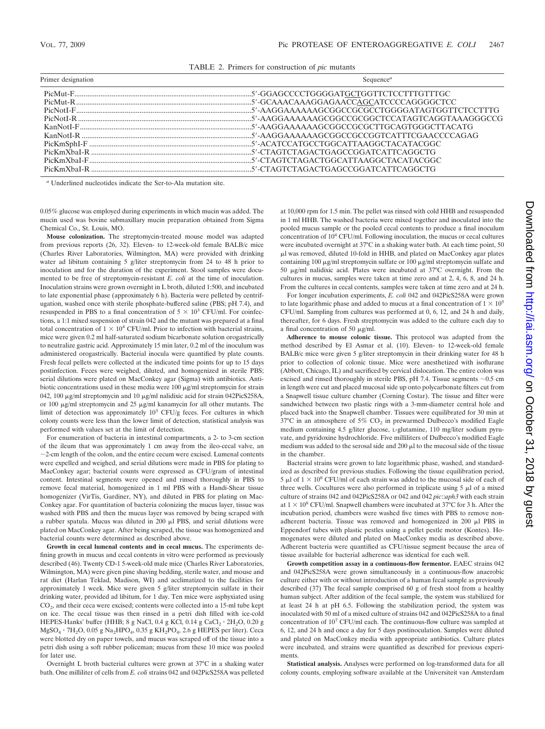TABLE 2. Primers for construction of *pic* mutants

| Primer designation | Sequence[a] |
|---|---|
| PicMut-F | 5′-GGAGCCCCTGGGGATGCTGGTTCTCCTTTGTTTGC |
| PicMut-R | 5′-GCAAACAAAGGAGAACCAGCATCCCCAGGGGCTCC |
| PicNotI-F | 5′-AAGGAAAAAAGCGGCCGCGCCTGGGGATAGTGGTTCTCCTTTG |
| PicNotI-R | 5′-AAGGAAAAAAGCGGCCGCGGCTCCATAGTCAGGTAAAGGGCCG |
| KanNotI-F | 5′-AAGGAAAAAAGCGGCCGCGCTTGCAGTGGGCTTACATG |
| KanNotI-R | 5′-AAGGAAAAAAGCGGCCGCCGGTCATTTCGAACCCCAGAG |
| PicKmSphI-F | 5′-ACATCCATGCCTGGCATTAAGGCTACATACGGC |
| PicKmXbaI-R | 5′-CTAGTCTAGACTGAGCCGGATCATTCAGGCTG |
| PicKmXbaI-F | 5′-CTAGTCTAGACTGGCATTAAGGCTACATACGGC |
| PicKmXbaI-R | 5′-CTAGTCTAGACTGAGCCGGATCATTCAGGCTG |

[a] Underlined nucleotides indicate the Ser-to-Ala mutation site.

0.05% glucose was employed during experiments in which mucin was added. The mucin used was bovine submaxillary mucin preparation obtained from Sigma Chemical Co., St. Louis, MO.

**Mouse colonization.** The streptomycin-treated mouse model was adapted from previous reports (26, 32). Eleven- to 12-week-old female BALB/c mice (Charles River Laboratories, Wilmington, MA) were provided with drinking water ad libitum containing 5 g/liter streptomycin from 24 to 48 h prior to inoculation and for the duration of the experiment. Stool samples were documented to be free of streptomycin-resistant *E. coli* at the time of inoculation. Inoculation strains were grown overnight in L broth, diluted 1:500, and incubated to late exponential phase (approximately 6 h). Bacteria were pelleted by centrifugation, washed once with sterile phosphate-buffered saline (PBS; pH 7.4), and resuspended in PBS to a final concentration of $5 \times 10^3$ CFU/ml. For coinfections, a 1:1 mixed suspension of strain 042 and the mutant was prepared at a final total concentration of $1 \times 10^4$ CFU/ml. Prior to infection with bacterial strains, mice were given 0.2 ml half-saturated sodium bicarbonate solution orogastrically to neutralize gastric acid. Approximately 15 min later, 0.2 ml of the inoculum was administered orogastrically. Bacterial inocula were quantified by plate counts. Fresh fecal pellets were collected at the indicated time points for up to 15 days postinfection. Feces were weighed, diluted, and homogenized in sterile PBS; serial dilutions were plated on MacConkey agar (Sigma) with antibiotics. Antibiotic concentrations used in these media were 100 μg/ml streptomycin for strain 042, 100 μg/ml streptomycin and 10 μg/ml nalidixic acid for strain 042PicS258A, or 100 μg/ml streptomycin and 25 μg/ml kanamycin for all other mutants. The limit of detection was approximately $10^3$ CFU/g feces. For cultures in which colony counts were less than the lower limit of detection, statistical analysis was performed with values set at the limit of detection.

For enumeration of bacteria in intestinal compartments, a 2- to 3-cm section of the ileum that was approximately 1 cm away from the ileo-cecal valve, an ~2-cm length of the colon, and the entire cecum were excised. Lumenal contents were expelled and weighed, and serial dilutions were made in PBS for plating to MacConkey agar; bacterial counts were expressed as CFU/gram of intestinal content. Intestinal segments were opened and rinsed thoroughly in PBS to remove fecal material, homogenized in 1 ml PBS with a Handi-Shear tissue homogenizer (VirTis, Gardiner, NY), and diluted in PBS for plating on MacConkey agar. For quantitation of bacteria colonizing the mucus layer, tissue was washed with PBS and then the mucus layer was removed by being scraped with a rubber spatula. Mucus was diluted in 200 μl PBS, and serial dilutions were plated on MacConkey agar. After being scraped, the tissue was homogenized and bacterial counts were determined as described above.

**Growth in cecal lumenal contents and in cecal mucus.** The experiments defining growth in mucus and cecal contents in vitro were performed as previously described (46). Twenty CD-1 5-week-old male mice (Charles River Laboratories, Wilmington, MA) were given pine shaving bedding, sterile water, and mouse and rat diet (Harlan Teklad, Madison, WI) and acclimatized to the facilities for approximately 1 week. Mice were given 5 g/liter streptomycin sulfate in their drinking water, provided ad libitum, for 1 day. Ten mice were asphyxiated using $CO_2$, and their ceca were excised; contents were collected into a 15-ml tube kept on ice. The cecal tissue was then rinsed in a petri dish filled with ice-cold HEPES-Hanks' buffer (HHB; 8 g NaCl, 0.4 g KCl, 0.14 g $CaCl_2 \cdot 2H_2O$, 0.20 g $MgSO_4 \cdot 7H_2O$, 0.05 g $Na_2HPO_4$, 0.35 g $KH_2PO_4$, 2.6 g HEPES per liter). Ceca were blotted dry on paper towels, and mucus was scraped off of the tissue into a petri dish using a soft rubber policeman; mucus from these 10 mice was pooled for later use.

Overnight L broth bacterial cultures were grown at 37°C in a shaking water bath. One milliliter of cells from *E. coli* strains 042 and 042PicS258A was pelleted at 10,000 rpm for 1.5 min. The pellet was rinsed with cold HHB and resuspended in 1 ml HHB. The washed bacteria were mixed together and inoculated into the pooled mucus sample or the pooled cecal contents to produce a final inoculum concentration of $10^4$ CFU/ml. Following inoculation, the mucus or cecal cultures were incubated overnight at 37°C in a shaking water bath. At each time point, 50 μl was removed, diluted 10-fold in HHB, and plated on MacConkey agar plates containing 100 μg/ml streptomycin sulfate or 100 μg/ml streptomycin sulfate and 50 μg/ml nalidixic acid. Plates were incubated at 37°C overnight. From the cultures in mucus, samples were taken at time zero and at 2, 4, 6, 8, and 24 h. From the cultures in cecal contents, samples were taken at time zero and at 24 h.

For longer incubation experiments, *E. coli* 042 and 042PicS258A were grown to late logarithmic phase and added to mucus at a final concentration of $1 \times 10^5$ CFU/ml. Sampling from cultures was performed at 0, 6, 12, and 24 h and daily, thereafter, for 6 days. Fresh streptomycin was added to the culture each day to a final concentration of 50 μg/ml.

**Adherence to mouse colonic tissue.** This protocol was adapted from the method described by El Asmar et al. (10). Eleven- to 12-week-old female BALB/c mice were given 5 g/liter streptomycin in their drinking water for 48 h prior to collection of colonic tissue. Mice were anesthetized with isoflurane (Abbott, Chicago, IL) and sacrificed by cervical dislocation. The entire colon was excised and rinsed thoroughly in sterile PBS, pH 7.4. Tissue segments ~0.5 cm in length were cut and placed mucosal side up onto polycarbonate filters cut from a Snapwell tissue culture chamber (Corning Costar). The tissue and filter were sandwiched between two plastic rings with a 3-mm-diameter central hole and placed back into the Snapwell chamber. Tissues were equilibrated for 30 min at 37°C in an atmosphere of 5% $CO_2$ in prewarmed Dulbecco's modified Eagle medium containing 4.5 g/liter glucose, L-glutamine, 110 mg/liter sodium pyruvate, and pyridoxine hydrochloride. Five milliliters of Dulbecco's modified Eagle medium was added to the serosal side and 200 μl to the mucosal side of the tissue in the chamber.

Bacterial strains were grown to late logarithmic phase, washed, and standardized as described for previous studies. Following the tissue equilibration period, 5 μl of $1 \times 10^8$ CFU/ml of each strain was added to the mucosal side of each of three wells. Cocultures were also performed in triplicate using 5 μl of a mixed culture of strains 042 and 042PicS258A or 042 and 042 *pic*::*aph3* with each strain at $1 \times 10^8$ CFU/ml. Snapwell chambers were incubated at 37°C for 3 h. After the incubation period, chambers were washed five times with PBS to remove nonadherent bacteria. Tissue was removed and homogenized in 200 μl PBS in Eppendorf tubes with plastic pestles using a pellet pestle motor (Kontes). Homogenates were diluted and plated on MacConkey media as described above. Adherent bacteria were quantified as CFU/tissue segment because the area of tissue available for bacterial adherence was identical for each well.

**Growth competition assay in a continuous-flow fermentor.** EAEC strains 042 and 042PicS258A were grown simultaneously in a continuous-flow anaerobic culture either with or without introduction of a human fecal sample as previously described (37) The fecal sample comprised 60 g of fresh stool from a healthy human subject. After addition of the fecal sample, the system was stabilized for at least 24 h at pH 6.5. Following the stabilization period, the system was inoculated with 50 ml of a mixed culture of strains 042 and 042PicS258A to a final concentration of $10^7$ CFU/ml each. The continuous-flow culture was sampled at 6, 12, and 24 h and once a day for 5 days postinoculation. Samples were diluted and plated on MacConkey media with appropriate antibiotics. Culture plates were incubated, and strains were quantified as described for previous experiments.

**Statistical analysis.** Analyses were performed on log-transformed data for all colony counts, employing software available at the Universiteit van Amsterdam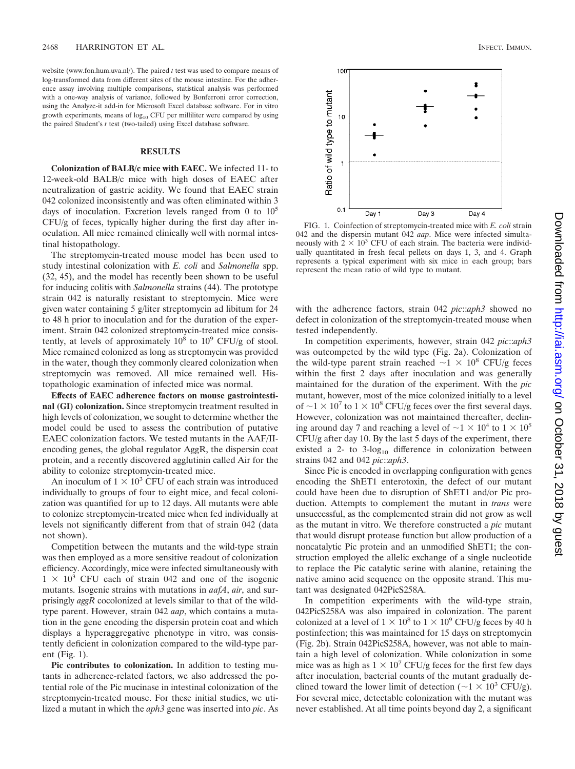website (www.fon.hum.uva.nl/). The paired *t* test was used to compare means of log-transformed data from different sites of the mouse intestine. For the adherence assay involving multiple comparisons, statistical analysis was performed with a one-way analysis of variance, followed by Bonferroni error correction, using the Analyze-it add-in for Microsoft Excel database software. For in vitro growth experiments, means of $\log_{10}$ CFU per milliliter were compared by using the paired Student's *t* test (two-tailed) using Excel database software.

## RESULTS

**Colonization of BALB/c mice with EAEC.** We infected 11- to 12-week-old BALB/c mice with high doses of EAEC after neutralization of gastric acidity. We found that EAEC strain 042 colonized inconsistently and was often eliminated within 3 days of inoculation. Excretion levels ranged from 0 to $10^5$ CFU/g of feces, typically higher during the first day after inoculation. All mice remained clinically well with normal intestinal histopathology.

The streptomycin-treated mouse model has been used to study intestinal colonization with *E. coli* and *Salmonella* spp. (32, 45), and the model has recently been shown to be useful for inducing colitis with *Salmonella* strains (44). The prototype strain 042 is naturally resistant to streptomycin. Mice were given water containing 5 g/liter streptomycin ad libitum for 24 to 48 h prior to inoculation and for the duration of the experiment. Strain 042 colonized streptomycin-treated mice consistently, at levels of approximately $10^8$ to $10^9$ CFU/g of stool. Mice remained colonized as long as streptomycin was provided in the water, though they commonly cleared colonization when streptomycin was removed. All mice remained well. Histopathologic examination of infected mice was normal.

**Effects of EAEC adherence factors on mouse gastrointestinal (GI) colonization.** Since streptomycin treatment resulted in high levels of colonization, we sought to determine whether the model could be used to assess the contribution of putative EAEC colonization factors. We tested mutants in the AAF/II-encoding genes, the global regulator AggR, the dispersin coat protein, and a recently discovered agglutinin called Air for the ability to colonize streptomycin-treated mice.

An inoculum of $1 \times 10^3$ CFU of each strain was introduced individually to groups of four to eight mice, and fecal colonization was quantified for up to 12 days. All mutants were able to colonize streptomycin-treated mice when fed individually at levels not significantly different from that of strain 042 (data not shown).

Competition between the mutants and the wild-type strain was then employed as a more sensitive readout of colonization efficiency. Accordingly, mice were infected simultaneously with $1 \times 10^3$ CFU each of strain 042 and one of the isogenic mutants. Isogenic strains with mutations in *aafA*, *air*, and surprisingly *aggR* cocolonized at levels similar to that of the wild-type parent. However, strain 042 *aap*, which contains a mutation in the gene encoding the dispersin protein coat and which displays a hyperaggregative phenotype in vitro, was consistently deficient in colonization compared to the wild-type parent (Fig. 1).

**Pic contributes to colonization.** In addition to testing mutants in adherence-related factors, we also addressed the potential role of the Pic mucinase in intestinal colonization of the streptomycin-treated mouse. For these initial studies, we utilized a mutant in which the *aph3* gene was inserted into *pic*. As with the adherence factors, strain 042 *pic*::*aph3* showed no defect in colonization of the streptomycin-treated mouse when tested independently.

FIG. 1. Coinfection of streptomycin-treated mice with *E. coli* strain 042 and the dispersin mutant 042 *aap*. Mice were infected simultaneously with $2 \times 10^3$ CFU of each strain. The bacteria were individually quantitated in fresh fecal pellets on days 1, 3, and 4. Graph represents a typical experiment with six mice in each group; bars represent the mean ratio of wild type to mutant.

In competition experiments, however, strain 042 *pic*::*aph3* was outcompeted by the wild type (Fig. 2a). Colonization of the wild-type parent strain reached $\sim 1 \times 10^8$ CFU/g feces within the first 2 days after inoculation and was generally maintained for the duration of the experiment. With the *pic* mutant, however, most of the mice colonized initially to a level of $\sim 1 \times 10^7$ to $1 \times 10^8$ CFU/g feces over the first several days. However, colonization was not maintained thereafter, declining around day 7 and reaching a level of $\sim 1 \times 10^4$ to $1 \times 10^5$ CFU/g after day 10. By the last 5 days of the experiment, there existed a 2- to 3-$\log_{10}$ difference in colonization between strains 042 and 042 *pic*::*aph3*.

Since Pic is encoded in overlapping configuration with genes encoding the ShET1 enterotoxin, the defect of our mutant could have been due to disruption of ShET1 and/or Pic production. Attempts to complement the mutant in *trans* were unsuccessful, as the complemented strain did not grow as well as the mutant in vitro. We therefore constructed a *pic* mutant that would disrupt protease function but allow production of a noncatalytic Pic protein and an unmodified ShET1; the construction employed the allelic exchange of a single nucleotide to replace the Pic catalytic serine with alanine, retaining the native amino acid sequence on the opposite strand. This mutant was designated 042PicS258A.

In competition experiments with the wild-type strain, 042PicS258A was also impaired in colonization. The parent colonized at a level of $1 \times 10^8$ to $1 \times 10^9$ CFU/g feces by 40 h postinfection; this was maintained for 15 days on streptomycin (Fig. 2b). Strain 042PicS258A, however, was not able to maintain a high level of colonization. While colonization in some mice was as high as $1 \times 10^7$ CFU/g feces for the first few days after inoculation, bacterial counts of the mutant gradually declined toward the lower limit of detection ($\sim 1 \times 10^3$ CFU/g). For several mice, detectable colonization with the mutant was never established. At all time points beyond day 2, a significant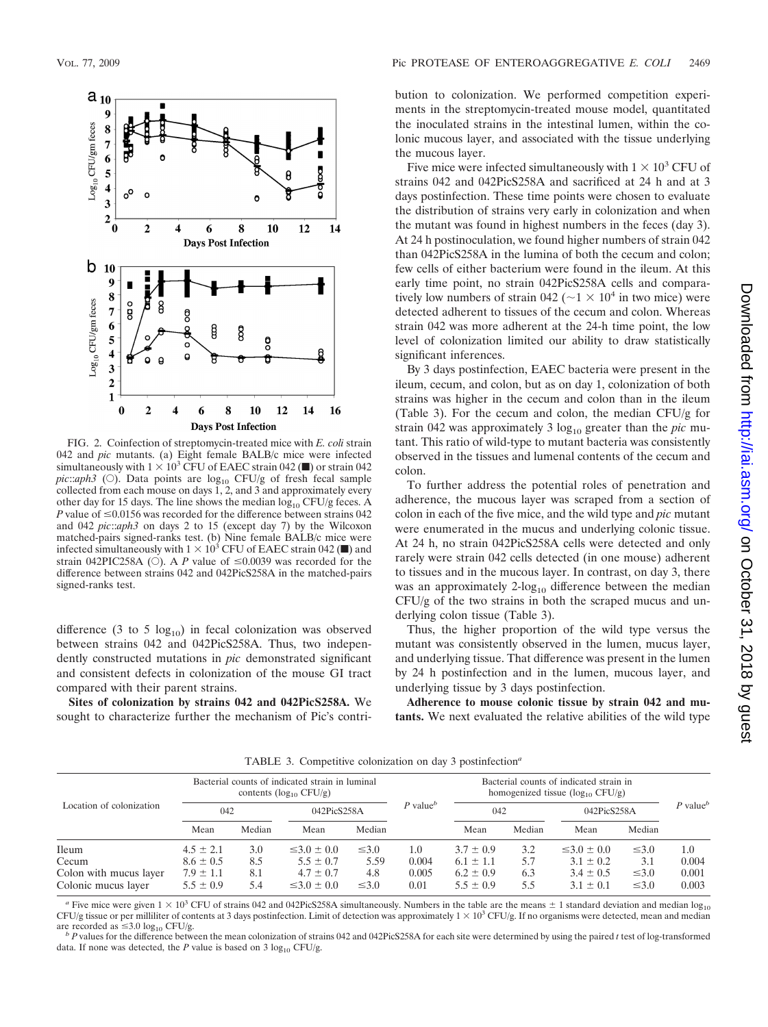FIG. 2. Coinfection of streptomycin-treated mice with *E. coli* strain 042 and *pic* mutants. (a) Eight female BALB/c mice were infected simultaneously with $1 \times 10^3$ CFU of EAEC strain 042 (■) or strain 042 *pic::aph3* (○). Data points are $\log_{10}$ CFU/g of fresh fecal sample collected from each mouse on days 1, 2, and 3 and approximately every other day for 15 days. The line shows the median $\log_{10}$ CFU/g feces. A *P* value of ≤0.0156 was recorded for the difference between strains 042 and 042 *pic::aph3* on days 2 to 15 (except day 7) by the Wilcoxon matched-pairs signed-ranks test. (b) Nine female BALB/c mice were infected simultaneously with $1 \times 10^3$ CFU of EAEC strain 042 (■) and strain 042PIC258A (○). A *P* value of ≤0.0039 was recorded for the difference between strains 042 and 042PicS258A in the matched-pairs signed-ranks test.

difference (3 to 5 $\log_{10}$) in fecal colonization was observed between strains 042 and 042PicS258A. Thus, two independently constructed mutations in *pic* demonstrated significant and consistent defects in colonization of the mouse GI tract compared with their parent strains.

**Sites of colonization by strains 042 and 042PicS258A.** We sought to characterize further the mechanism of Pic's contribution to colonization. We performed competition experiments in the streptomycin-treated mouse model, quantitated the inoculated strains in the intestinal lumen, within the colonic mucous layer, and associated with the tissue underlying the mucous layer.

Five mice were infected simultaneously with $1 \times 10^3$ CFU of strains 042 and 042PicS258A and sacrificed at 24 h and at 3 days postinfection. These time points were chosen to evaluate the distribution of strains very early in colonization and when the mutant was found in highest numbers in the feces (day 3). At 24 h postinoculation, we found higher numbers of strain 042 than 042PicS258A in the lumina of both the cecum and colon; few cells of either bacterium were found in the ileum. At this early time point, no strain 042PicS258A cells and comparatively low numbers of strain 042 (~$1 \times 10^4$ in two mice) were detected adherent to tissues of the cecum and colon. Whereas strain 042 was more adherent at the 24-h time point, the low level of colonization limited our ability to draw statistically significant inferences.

By 3 days postinfection, EAEC bacteria were present in the ileum, cecum, and colon, but as on day 1, colonization of both strains was higher in the cecum and colon than in the ileum (Table 3). For the cecum and colon, the median CFU/g for strain 042 was approximately 3 $\log_{10}$ greater than the *pic* mutant. This ratio of wild-type to mutant bacteria was consistently observed in the tissues and lumenal contents of the cecum and colon.

To further address the potential roles of penetration and adherence, the mucous layer was scraped from a section of colon in each of the five mice, and the wild type and *pic* mutant were enumerated in the mucus and underlying colonic tissue. At 24 h, no strain 042PicS258A cells were detected and only rarely were strain 042 cells detected (in one mouse) adherent to tissues and in the mucous layer. In contrast, on day 3, there was an approximately 2-$\log_{10}$ difference between the median CFU/g of the two strains in both the scraped mucus and underlying colon tissue (Table 3).

Thus, the higher proportion of the wild type versus the mutant was consistently observed in the lumen, mucus layer, and underlying tissue. That difference was present in the lumen by 24 h postinfection and in the lumen, mucous layer, and underlying tissue by 3 days postinfection.

**Adherence to mouse colonic tissue by strain 042 and mutants.** We next evaluated the relative abilities of the wild type

TABLE 3. Competitive colonization on day 3 postinfection[a]

| Location of colonization | Bacterial counts of indicated strain in luminal contents ($\log_{10}$ CFU/g) | | | | *P* value[b] | Bacterial counts of indicated strain in homogenized tissue ($\log_{10}$ CFU/g) | | | | *P* value[b] |
|---|---|---|---|---|---|---|---|---|---|---|
| | 042 | | 042PicS258A | | | 042 | | 042PicS258A | | |
| | Mean | Median | Mean | Median | | Mean | Median | Mean | Median | |
| Ileum | 4.5 ± 2.1 | 3.0 | ≤3.0 ± 0.0 | ≤3.0 | 1.0 | 3.7 ± 0.9 | 3.2 | ≤3.0 ± 0.0 | ≤3.0 | 1.0 |
| Cecum | 8.6 ± 0.5 | 8.5 | 5.5 ± 0.7 | 5.59 | 0.004 | 6.1 ± 1.1 | 5.7 | 3.1 ± 0.2 | 3.1 | 0.004 |
| Colon with mucus layer | 7.9 ± 1.1 | 8.1 | 4.7 ± 0.7 | 4.8 | 0.005 | 6.2 ± 0.9 | 6.3 | 3.4 ± 0.5 | ≤3.0 | 0.001 |
| Colonic mucus layer | 5.5 ± 0.9 | 5.4 | ≤3.0 ± 0.0 | ≤3.0 | 0.01 | 5.5 ± 0.9 | 5.5 | 3.1 ± 0.1 | ≤3.0 | 0.003 |

[a] Five mice were given $1 \times 10^3$ CFU of strains 042 and 042PicS258A simultaneously. Numbers in the table are the means ± 1 standard deviation and median $\log_{10}$ CFU/g tissue or per milliliter of contents at 3 days postinfection. Limit of detection was approximately $1 \times 10^3$ CFU/g. If no organisms were detected, mean and median are recorded as ≤3.0 $\log_{10}$ CFU/g.

[b] *P* values for the difference between the mean colonization of strains 042 and 042PicS258A for each site were determined by using the paired *t* test of log-transformed data. If none was detected, the *P* value is based on 3 $\log_{10}$ CFU/g.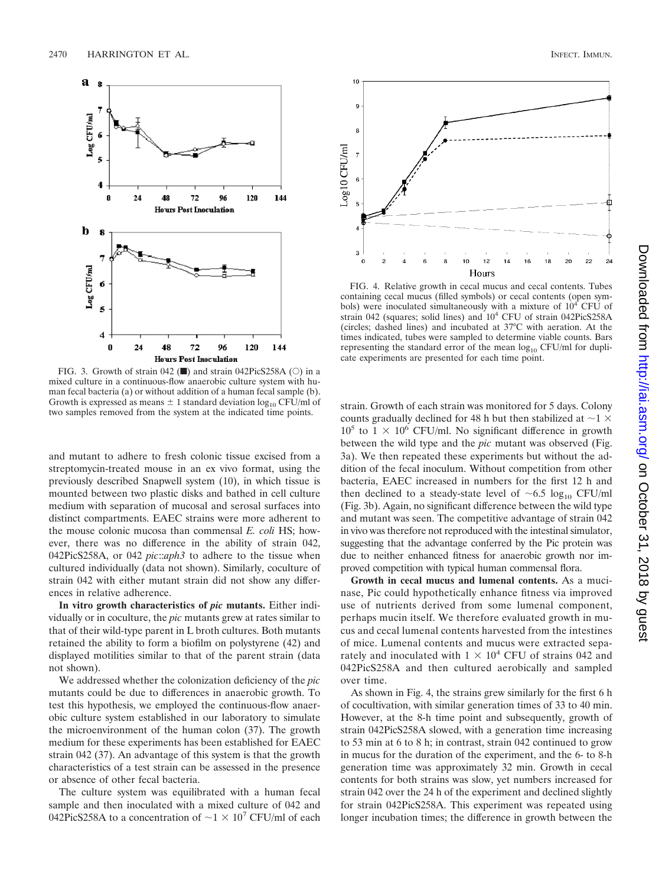FIG. 3. Growth of strain 042 (■) and strain 042PicS258A (○) in a mixed culture in a continuous-flow anaerobic culture system with human fecal bacteria (a) or without addition of a human fecal sample (b). Growth is expressed as means ± 1 standard deviation $\log_{10}$ CFU/ml of two samples removed from the system at the indicated time points.

FIG. 4. Relative growth in cecal mucus and cecal contents. Tubes containing cecal mucus (filled symbols) or cecal contents (open symbols) were inoculated simultaneously with a mixture of $10^4$ CFU of strain 042 (squares; solid lines) and $10^4$ CFU of strain 042PicS258A (circles; dashed lines) and incubated at 37°C with aeration. At the times indicated, tubes were sampled to determine viable counts. Bars representing the standard error of the mean $\log_{10}$ CFU/ml for duplicate experiments are presented for each time point.

and mutant to adhere to fresh colonic tissue excised from a streptomycin-treated mouse in an ex vivo format, using the previously described Snapwell system (10), in which tissue is mounted between two plastic disks and bathed in cell culture medium with separation of mucosal and serosal surfaces into distinct compartments. EAEC strains were more adherent to the mouse colonic mucosa than commensal *E. coli* HS; however, there was no difference in the ability of strain 042, 042PicS258A, or 042 *pic*::*aph3* to adhere to the tissue when cultured individually (data not shown). Similarly, coculture of strain 042 with either mutant strain did not show any differences in relative adherence.

**In vitro growth characteristics of *pic* mutants.** Either individually or in coculture, the *pic* mutants grew at rates similar to that of their wild-type parent in L broth cultures. Both mutants retained the ability to form a biofilm on polystyrene (42) and displayed motilities similar to that of the parent strain (data not shown).

We addressed whether the colonization deficiency of the *pic* mutants could be due to differences in anaerobic growth. To test this hypothesis, we employed the continuous-flow anaerobic culture system established in our laboratory to simulate the microenvironment of the human colon (37). The growth medium for these experiments has been established for EAEC strain 042 (37). An advantage of this system is that the growth characteristics of a test strain can be assessed in the presence or absence of other fecal bacteria.

The culture system was equilibrated with a human fecal sample and then inoculated with a mixed culture of 042 and 042PicS258A to a concentration of $\sim 1 \times 10^7$ CFU/ml of each strain. Growth of each strain was monitored for 5 days. Colony counts gradually declined for 48 h but then stabilized at $\sim 1 \times 10^5$ to $1 \times 10^6$ CFU/ml. No significant difference in growth between the wild type and the *pic* mutant was observed (Fig. 3a). We then repeated these experiments but without the addition of the fecal inoculum. Without competition from other bacteria, EAEC increased in numbers for the first 12 h and then declined to a steady-state level of $\sim 6.5 \log_{10}$ CFU/ml (Fig. 3b). Again, no significant difference between the wild type and mutant was seen. The competitive advantage of strain 042 in vivo was therefore not reproduced with the intestinal simulator, suggesting that the advantage conferred by the Pic protein was due to neither enhanced fitness for anaerobic growth nor improved competition with typical human commensal flora.

**Growth in cecal mucus and lumenal contents.** As a mucinase, Pic could hypothetically enhance fitness via improved use of nutrients derived from some lumenal component, perhaps mucin itself. We therefore evaluated growth in mucus and cecal lumenal contents harvested from the intestines of mice. Lumenal contents and mucus were extracted separately and inoculated with $1 \times 10^4$ CFU of strains 042 and 042PicS258A and then cultured aerobically and sampled over time.

As shown in Fig. 4, the strains grew similarly for the first 6 h of cocultivation, with similar generation times of 33 to 40 min. However, at the 8-h time point and subsequently, growth of strain 042PicS258A slowed, with a generation time increasing to 53 min at 6 to 8 h; in contrast, strain 042 continued to grow in mucus for the duration of the experiment, and the 6- to 8-h generation time was approximately 32 min. Growth in cecal contents for both strains was slow, yet numbers increased for strain 042 over the 24 h of the experiment and declined slightly for strain 042PicS258A. This experiment was repeated using longer incubation times; the difference in growth between the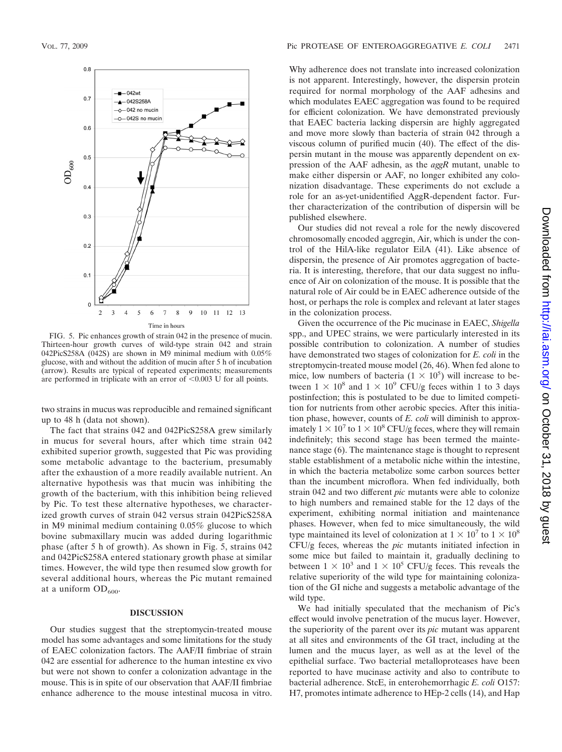FIG. 5. Pic enhances growth of strain 042 in the presence of mucin. Thirteen-hour growth curves of wild-type strain 042 and strain 042PicS258A (042S) are shown in M9 minimal medium with 0.05% glucose, with and without the addition of mucin after 5 h of incubation (arrow). Results are typical of repeated experiments; measurements are performed in triplicate with an error of <0.003 U for all points.

two strains in mucus was reproducible and remained significant up to 48 h (data not shown).

The fact that strains 042 and 042PicS258A grew similarly in mucus for several hours, after which time strain 042 exhibited superior growth, suggested that Pic was providing some metabolic advantage to the bacterium, presumably after the exhaustion of a more readily available nutrient. An alternative hypothesis was that mucin was inhibiting the growth of the bacterium, with this inhibition being relieved by Pic. To test these alternative hypotheses, we characterized growth curves of strain 042 versus strain 042PicS258A in M9 minimal medium containing 0.05% glucose to which bovine submaxillary mucin was added during logarithmic phase (after 5 h of growth). As shown in Fig. 5, strains 042 and 042PicS258A entered stationary growth phase at similar times. However, the wild type then resumed slow growth for several additional hours, whereas the Pic mutant remained at a uniform $OD_{600}$.

## DISCUSSION

Our studies suggest that the streptomycin-treated mouse model has some advantages and some limitations for the study of EAEC colonization factors. The AAF/II fimbriae of strain 042 are essential for adherence to the human intestine ex vivo but were not shown to confer a colonization advantage in the mouse. This is in spite of our observation that AAF/II fimbriae enhance adherence to the mouse intestinal mucosa in vitro. Why adherence does not translate into increased colonization is not apparent. Interestingly, however, the dispersin protein required for normal morphology of the AAF adhesins and which modulates EAEC aggregation was found to be required for efficient colonization. We have demonstrated previously that EAEC bacteria lacking dispersin are highly aggregated and move more slowly than bacteria of strain 042 through a viscous column of purified mucin (40). The effect of the dispersin mutant in the mouse was apparently dependent on expression of the AAF adhesin, as the *aggR* mutant, unable to make either dispersin or AAF, no longer exhibited any colonization disadvantage. These experiments do not exclude a role for an as-yet-unidentified AggR-dependent factor. Further characterization of the contribution of dispersin will be published elsewhere.

Our studies did not reveal a role for the newly discovered chromosomally encoded aggregin, Air, which is under the control of the HilA-like regulator EilA (41). Like absence of dispersin, the presence of Air promotes aggregation of bacteria. It is interesting, therefore, that our data suggest no influence of Air on colonization of the mouse. It is possible that the natural role of Air could be in EAEC adherence outside of the host, or perhaps the role is complex and relevant at later stages in the colonization process.

Given the occurrence of the Pic mucinase in EAEC, *Shigella* spp., and UPEC strains, we were particularly interested in its possible contribution to colonization. A number of studies have demonstrated two stages of colonization for *E. coli* in the streptomycin-treated mouse model (26, 46). When fed alone to mice, low numbers of bacteria ($1 \times 10^5$) will increase to between $1 \times 10^8$ and $1 \times 10^9$ CFU/g feces within 1 to 3 days postinfection; this is postulated to be due to limited competition for nutrients from other aerobic species. After this initiation phase, however, counts of *E. coli* will diminish to approximately $1 \times 10^7$ to $1 \times 10^8$ CFU/g feces, where they will remain indefinitely; this second stage has been termed the maintenance stage (6). The maintenance stage is thought to represent stable establishment of a metabolic niche within the intestine, in which the bacteria metabolize some carbon sources better than the incumbent microflora. When fed individually, both strain 042 and two different *pic* mutants were able to colonize to high numbers and remained stable for the 12 days of the experiment, exhibiting normal initiation and maintenance phases. However, when fed to mice simultaneously, the wild type maintained its level of colonization at $1 \times 10^7$ to $1 \times 10^8$ CFU/g feces, whereas the *pic* mutants initiated infection in some mice but failed to maintain it, gradually declining to between $1 \times 10^3$ and $1 \times 10^5$ CFU/g feces. This reveals the relative superiority of the wild type for maintaining colonization of the GI niche and suggests a metabolic advantage of the wild type.

We had initially speculated that the mechanism of Pic's effect would involve penetration of the mucus layer. However, the superiority of the parent over its *pic* mutant was apparent at all sites and environments of the GI tract, including at the lumen and the mucus layer, as well as at the level of the epithelial surface. Two bacterial metalloproteases have been reported to have mucinase activity and also to contribute to bacterial adherence. StcE, in enterohemorrhagic *E. coli* O157:H7, promotes intimate adherence to HEp-2 cells (14), and Hap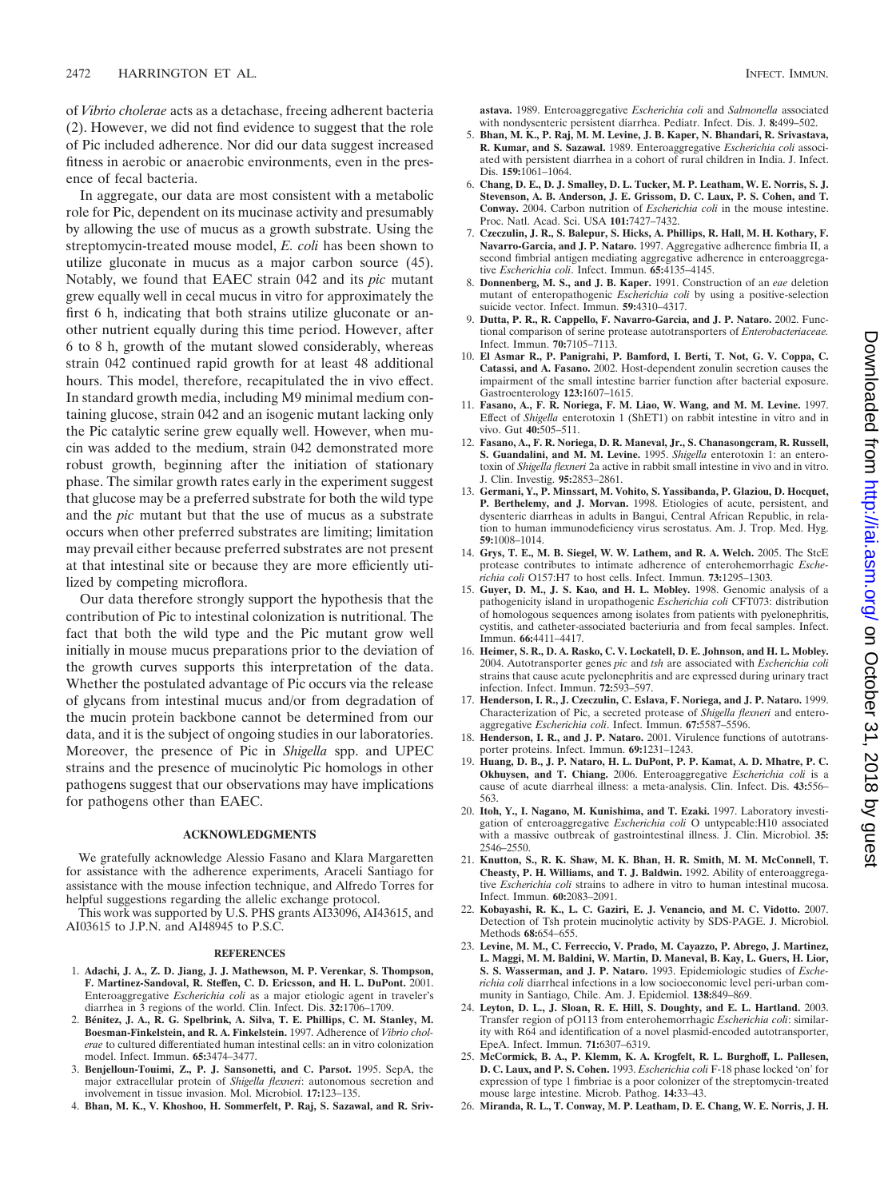of *Vibrio cholerae* acts as a detachase, freeing adherent bacteria (2). However, we did not find evidence to suggest that the role of Pic included adherence. Nor did our data suggest increased fitness in aerobic or anaerobic environments, even in the presence of fecal bacteria.

In aggregate, our data are most consistent with a metabolic role for Pic, dependent on its mucinase activity and presumably by allowing the use of mucus as a growth substrate. Using the streptomycin-treated mouse model, *E. coli* has been shown to utilize gluconate in mucus as a major carbon source (45). Notably, we found that EAEC strain 042 and its *pic* mutant grew equally well in cecal mucus in vitro for approximately the first 6 h, indicating that both strains utilize gluconate or another nutrient equally during this time period. However, after 6 to 8 h, growth of the mutant slowed considerably, whereas strain 042 continued rapid growth for at least 48 additional hours. This model, therefore, recapitulated the in vivo effect. In standard growth media, including M9 minimal medium containing glucose, strain 042 and an isogenic mutant lacking only the Pic catalytic serine grew equally well. However, when mucin was added to the medium, strain 042 demonstrated more robust growth, beginning after the initiation of stationary phase. The similar growth rates early in the experiment suggest that glucose may be a preferred substrate for both the wild type and the *pic* mutant but that the use of mucus as a substrate occurs when other preferred substrates are limiting; limitation may prevail either because preferred substrates are not present at that intestinal site or because they are more efficiently utilized by competing microflora.

Our data therefore strongly support the hypothesis that the contribution of Pic to intestinal colonization is nutritional. The fact that both the wild type and the Pic mutant grow well initially in mouse mucus preparations prior to the deviation of the growth curves supports this interpretation of the data. Whether the postulated advantage of Pic occurs via the release of glycans from intestinal mucus and/or from degradation of the mucin protein backbone cannot be determined from our data, and it is the subject of ongoing studies in our laboratories. Moreover, the presence of Pic in *Shigella* spp. and UPEC strains and the presence of mucinolytic Pic homologs in other pathogens suggest that our observations may have implications for pathogens other than EAEC.

## ACKNOWLEDGMENTS

We gratefully acknowledge Alessio Fasano and Klara Margaretten for assistance with the adherence experiments, Araceli Santiago for assistance with the mouse infection technique, and Alfredo Torres for helpful suggestions regarding the allelic exchange protocol.

This work was supported by U.S. PHS grants AI33096, AI43615, and AI03615 to J.P.N. and AI48945 to P.S.C.

## REFERENCES

1. **Adachi, J. A., Z. D. Jiang, J. J. Mathewson, M. P. Verenkar, S. Thompson, F. Martinez-Sandoval, R. Steffen, C. D. Ericsson, and H. L. DuPont.** 2001. Enteroaggregative *Escherichia coli* as a major etiologic agent in traveler's diarrhea in 3 regions of the world. Clin. Infect. Dis. **32:**1706–1709.
2. **Bénitez, J. A., R. G. Spelbrink, A. Silva, T. E. Phillips, C. M. Stanley, M. Boesman-Finkelstein, and R. A. Finkelstein.** 1997. Adherence of *Vibrio cholerae* to cultured differentiated human intestinal cells: an in vitro colonization model. Infect. Immun. **65:**3474–3477.
3. **Benjelloun-Touimi, Z., P. J. Sansonetti, and C. Parsot.** 1995. SepA, the major extracellular protein of *Shigella flexneri*: autonomous secretion and involvement in tissue invasion. Mol. Microbiol. **17:**123–135.
4. **Bhan, M. K., V. Khoshoo, H. Sommerfelt, P. Raj, S. Sazawal, and R. Srivastava.** 1989. Enteroaggregative *Escherichia coli* and *Salmonella* associated with nondysenteric persistent diarrhea. Pediatr. Infect. Dis. J. **8:**499–502.
5. **Bhan, M. K., P. Raj, M. M. Levine, J. B. Kaper, N. Bhandari, R. Srivastava, R. Kumar, and S. Sazawal.** 1989. Enteroaggregative *Escherichia coli* associated with persistent diarrhea in a cohort of rural children in India. J. Infect. Dis. **159:**1061–1064.
6. **Chang, D. E., D. J. Smalley, D. L. Tucker, M. P. Leatham, W. E. Norris, S. J. Stevenson, A. B. Anderson, J. E. Grissom, D. C. Laux, P. S. Cohen, and T. Conway.** 2004. Carbon nutrition of *Escherichia coli* in the mouse intestine. Proc. Natl. Acad. Sci. USA **101:**7427–7432.
7. **Czeczulin, J. R., S. Balepur, S. Hicks, A. Phillips, R. Hall, M. H. Kothary, F. Navarro-Garcia, and J. P. Nataro.** 1997. Aggregative adherence fimbria II, a second fimbrial antigen mediating aggregative adherence in enteroaggregative *Escherichia coli*. Infect. Immun. **65:**4135–4145.
8. **Donnenberg, M. S., and J. B. Kaper.** 1991. Construction of an *eae* deletion mutant of enteropathogenic *Escherichia coli* by using a positive-selection suicide vector. Infect. Immun. **59:**4310–4317.
9. **Dutta, P. R., R. Cappello, F. Navarro-Garcia, and J. P. Nataro.** 2002. Functional comparison of serine protease autotransporters of *Enterobacteriaceae.* Infect. Immun. **70:**7105–7113.
10. **El Asmar R., P. Panigrahi, P. Bamford, I. Berti, T. Not, G. V. Coppa, C. Catassi, and A. Fasano.** 2002. Host-dependent zonulin secretion causes the impairment of the small intestine barrier function after bacterial exposure. Gastroenterology **123:**1607–1615.
11. **Fasano, A., F. R. Noriega, F. M. Liao, W. Wang, and M. M. Levine.** 1997. Effect of *Shigella* enterotoxin 1 (ShET1) on rabbit intestine in vitro and in vivo. Gut **40:**505–511.
12. **Fasano, A., F. R. Noriega, D. R. Maneval, Jr., S. Chanasongcram, R. Russell, S. Guandalini, and M. M. Levine.** 1995. *Shigella* enterotoxin 1: an enterotoxin of *Shigella flexneri* 2a active in rabbit small intestine in vivo and in vitro. J. Clin. Investig. **95:**2853–2861.
13. **Germani, Y., P. Minssart, M. Vohito, S. Yassibanda, P. Glaziou, D. Hocquet, P. Berthelemy, and J. Morvan.** 1998. Etiologies of acute, persistent, and dysenteric diarrheas in adults in Bangui, Central African Republic, in relation to human immunodeficiency virus serostatus. Am. J. Trop. Med. Hyg. **59:**1008–1014.
14. **Grys, T. E., M. B. Siegel, W. W. Lathem, and R. A. Welch.** 2005. The StcE protease contributes to intimate adherence of enterohemorrhagic *Escherichia coli* O157:H7 to host cells. Infect. Immun. **73:**1295–1303.
15. **Guyer, D. M., J. S. Kao, and H. L. Mobley.** 1998. Genomic analysis of a pathogenicity island in uropathogenic *Escherichia coli* CFT073: distribution of homologous sequences among isolates from patients with pyelonephritis, cystitis, and catheter-associated bacteriuria and from fecal samples. Infect. Immun. **66:**4411–4417.
16. **Heimer, S. R., D. A. Rasko, C. V. Lockatell, D. E. Johnson, and H. L. Mobley.** 2004. Autotransporter genes *pic* and *tsh* are associated with *Escherichia coli* strains that cause acute pyelonephritis and are expressed during urinary tract infection. Infect. Immun. **72:**593–597.
17. **Henderson, I. R., J. Czeczulin, C. Eslava, F. Noriega, and J. P. Nataro.** 1999. Characterization of Pic, a secreted protease of *Shigella flexneri* and enteroaggregative *Escherichia coli*. Infect. Immun. **67:**5587–5596.
18. **Henderson, I. R., and J. P. Nataro.** 2001. Virulence functions of autotransporter proteins. Infect. Immun. **69:**1231–1243.
19. **Huang, D. B., J. P. Nataro, H. L. DuPont, P. P. Kamat, A. D. Mhatre, P. C. Okhuysen, and T. Chiang.** 2006. Enteroaggregative *Escherichia coli* is a cause of acute diarrheal illness: a meta-analysis. Clin. Infect. Dis. **43:**556–563.
20. **Itoh, Y., I. Nagano, M. Kunishima, and T. Ezaki.** 1997. Laboratory investigation of enteroaggregative *Escherichia coli* O untypeable:H10 associated with a massive outbreak of gastrointestinal illness. J. Clin. Microbiol. **35:**2546–2550.
21. **Knutton, S., R. K. Shaw, M. K. Bhan, H. R. Smith, M. M. McConnell, T. Cheasty, P. H. Williams, and T. J. Baldwin.** 1992. Ability of enteroaggregative *Escherichia coli* strains to adhere in vitro to human intestinal mucosa. Infect. Immun. **60:**2083–2091.
22. **Kobayashi, R. K., L. C. Gaziri, E. J. Venancio, and M. C. Vidotto.** 2007. Detection of Tsh protein mucinolytic activity by SDS-PAGE. J. Microbiol. Methods **68:**654–655.
23. **Levine, M. M., C. Ferreccio, V. Prado, M. Cayazzo, P. Abrego, J. Martinez, L. Maggi, M. M. Baldini, W. Martin, D. Maneval, B. Kay, L. Guers, H. Lior, S. S. Wasserman, and J. P. Nataro.** 1993. Epidemiologic studies of *Escherichia coli* diarrheal infections in a low socioeconomic level peri-urban community in Santiago, Chile. Am. J. Epidemiol. **138:**849–869.
24. **Leyton, D. L., J. Sloan, R. E. Hill, S. Doughty, and E. L. Hartland.** 2003. Transfer region of pO113 from enterohemorrhagic *Escherichia coli*: similarity with R64 and identification of a novel plasmid-encoded autotransporter, EpeA. Infect. Immun. **71:**6307–6319.
25. **McCormick, B. A., P. Klemm, K. A. Krogfelt, R. L. Burghoff, L. Pallesen, D. C. Laux, and P. S. Cohen.** 1993. *Escherichia coli* F-18 phase locked 'on' for expression of type 1 fimbriae is a poor colonizer of the streptomycin-treated mouse large intestine. Microb. Pathog. **14:**33–43.
26. **Miranda, R. L., T. Conway, M. P. Leatham, D. E. Chang, W. E. Norris, J. H.**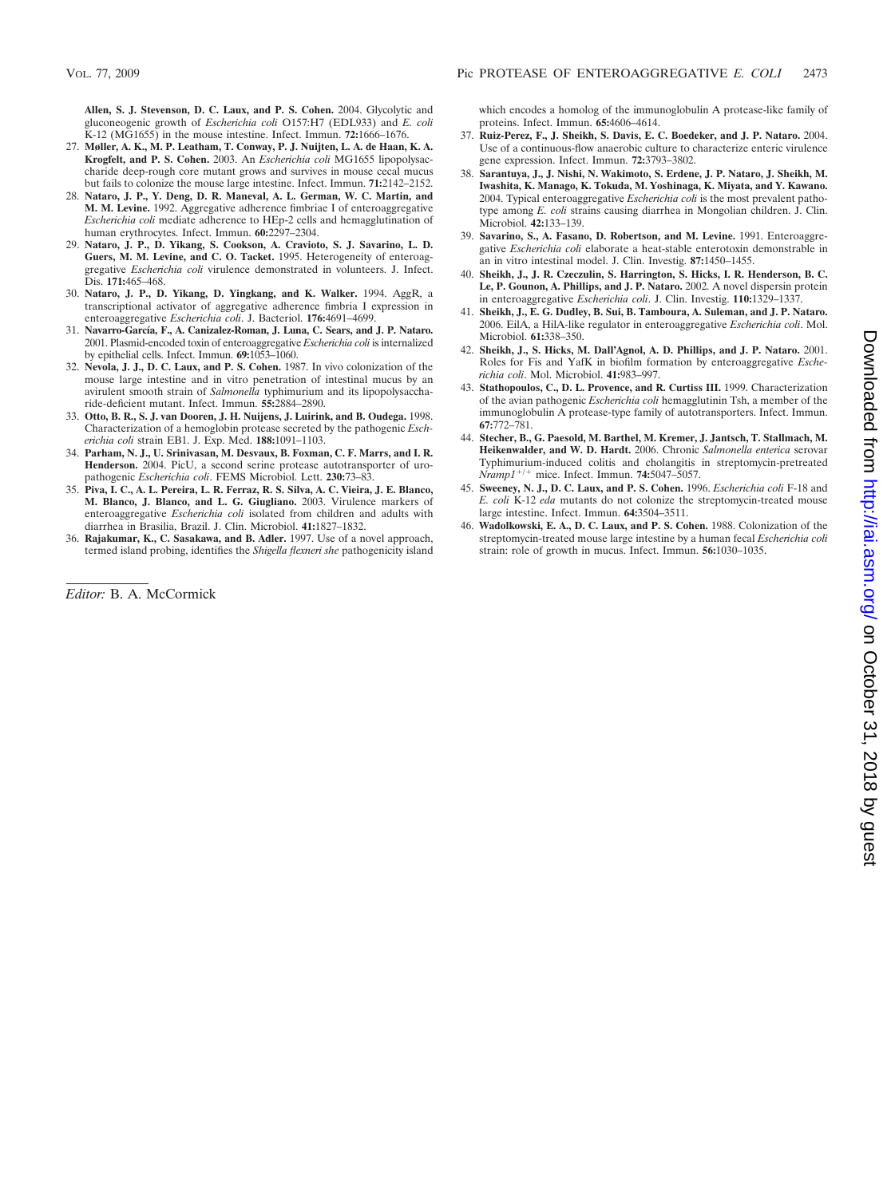Allen, S. J. Stevenson, D. C. Laux, and P. S. Cohen. 2004. Glycolytic and gluconeogenic growth of *Escherichia coli* O157:H7 (EDL933) and *E. coli* K-12 (MG1655) in the mouse intestine. Infect. Immun. **72:**1666–1676.

27. **Møller, A. K., M. P. Leatham, T. Conway, P. J. Nuijten, L. A. de Haan, K. A. Krogfelt, and P. S. Cohen.** 2003. An *Escherichia coli* MG1655 lipopolysaccharide deep-rough core mutant grows and survives in mouse cecal mucus but fails to colonize the mouse large intestine. Infect. Immun. **71:**2142–2152.
28. **Nataro, J. P., Y. Deng, D. R. Maneval, A. L. German, W. C. Martin, and M. M. Levine.** 1992. Aggregative adherence fimbriae I of enteroaggregative *Escherichia coli* mediate adherence to HEp-2 cells and hemagglutination of human erythrocytes. Infect. Immun. **60:**2297–2304.
29. **Nataro, J. P., D. Yikang, S. Cookson, A. Cravioto, S. J. Savarino, L. D. Guers, M. M. Levine, and C. O. Tacket.** 1995. Heterogeneity of enteroaggregative *Escherichia coli* virulence demonstrated in volunteers. J. Infect. Dis. **171:**465–468.
30. **Nataro, J. P., D. Yikang, D. Yingkang, and K. Walker.** 1994. AggR, a transcriptional activator of aggregative adherence fimbria I expression in enteroaggregative *Escherichia coli*. J. Bacteriol. **176:**4691–4699.
31. **Navarro-García, F., A. Canizalez-Roman, J. Luna, C. Sears, and J. P. Nataro.** 2001. Plasmid-encoded toxin of enteroaggregative *Escherichia coli* is internalized by epithelial cells. Infect. Immun. **69:**1053–1060.
32. **Nevola, J. J., D. C. Laux, and P. S. Cohen.** 1987. In vivo colonization of the mouse large intestine and in vitro penetration of intestinal mucus by an avirulent smooth strain of *Salmonella* typhimurium and its lipopolysaccharide-deficient mutant. Infect. Immun. **55:**2884–2890.
33. **Otto, B. R., S. J. van Dooren, J. H. Nuijens, J. Luirink, and B. Oudega.** 1998. Characterization of a hemoglobin protease secreted by the pathogenic *Escherichia coli* strain EB1. J. Exp. Med. **188:**1091–1103.
34. **Parham, N. J., U. Srinivasan, M. Desvaux, B. Foxman, C. F. Marrs, and I. R. Henderson.** 2004. PicU, a second serine protease autotransporter of uropathogenic *Escherichia coli*. FEMS Microbiol. Lett. **230:**73–83.
35. **Piva, I. C., A. L. Pereira, L. R. Ferraz, R. S. Silva, A. C. Vieira, J. E. Blanco, M. Blanco, J. Blanco, and L. G. Giugliano.** 2003. Virulence markers of enteroaggregative *Escherichia coli* isolated from children and adults with diarrhea in Brasilia, Brazil. J. Clin. Microbiol. **41:**1827–1832.
36. **Rajakumar, K., C. Sasakawa, and B. Adler.** 1997. Use of a novel approach, termed island probing, identifies the *Shigella flexneri she* pathogenicity island which encodes a homolog of the immunoglobulin A protease-like family of proteins. Infect. Immun. **65:**4606–4614.
37. **Ruiz-Perez, F., J. Sheikh, S. Davis, E. C. Boedeker, and J. P. Nataro.** 2004. Use of a continuous-flow anaerobic culture to characterize enteric virulence gene expression. Infect. Immun. **72:**3793–3802.
38. **Sarantuya, J., J. Nishi, N. Wakimoto, S. Erdene, J. P. Nataro, J. Sheikh, M. Iwashita, K. Manago, K. Tokuda, M. Yoshinaga, K. Miyata, and Y. Kawano.** 2004. Typical enteroaggregative *Escherichia coli* is the most prevalent pathotype among *E. coli* strains causing diarrhea in Mongolian children. J. Clin. Microbiol. **42:**133–139.
39. **Savarino, S., A. Fasano, D. Robertson, and M. Levine.** 1991. Enteroaggregative *Escherichia coli* elaborate a heat-stable enterotoxin demonstrable in an in vitro intestinal model. J. Clin. Investig. **87:**1450–1455.
40. **Sheikh, J., J. R. Czeczulin, S. Harrington, S. Hicks, I. R. Henderson, B. C. Le, P. Gounon, A. Phillips, and J. P. Nataro.** 2002. A novel dispersin protein in enteroaggregative *Escherichia coli*. J. Clin. Investig. **110:**1329–1337.
41. **Sheikh, J., E. G. Dudley, B. Sui, B. Tamboura, A. Suleman, and J. P. Nataro.** 2006. EilA, a HilA-like regulator in enteroaggregative *Escherichia coli*. Mol. Microbiol. **61:**338–350.
42. **Sheikh, J., S. Hicks, M. Dall'Agnol, A. D. Phillips, and J. P. Nataro.** 2001. Roles for Fis and YafK in biofilm formation by enteroaggregative *Escherichia coli*. Mol. Microbiol. **41:**983–997.
43. **Stathopoulos, C., D. L. Provence, and R. Curtiss III.** 1999. Characterization of the avian pathogenic *Escherichia coli* hemagglutinin Tsh, a member of the immunoglobulin A protease-type family of autotransporters. Infect. Immun. **67:**772–781.
44. **Stecher, B., G. Paesold, M. Barthel, M. Kremer, J. Jantsch, T. Stallmach, M. Heikenwalder, and W. D. Hardt.** 2006. Chronic *Salmonella enterica* serovar Typhimurium-induced colitis and cholangitis in streptomycin-pretreated *Nramp1*$^{+/+}$ mice. Infect. Immun. **74:**5047–5057.
45. **Sweeney, N. J., D. C. Laux, and P. S. Cohen.** 1996. *Escherichia coli* F-18 and *E. coli* K-12 *eda* mutants do not colonize the streptomycin-treated mouse large intestine. Infect. Immun. **64:**3504–3511.
46. **Wadolkowski, E. A., D. C. Laux, and P. S. Cohen.** 1988. Colonization of the streptomycin-treated mouse large intestine by a human fecal *Escherichia coli* strain: role of growth in mucus. Infect. Immun. **56:**1030–1035.

*Editor:* B. A. McCormick